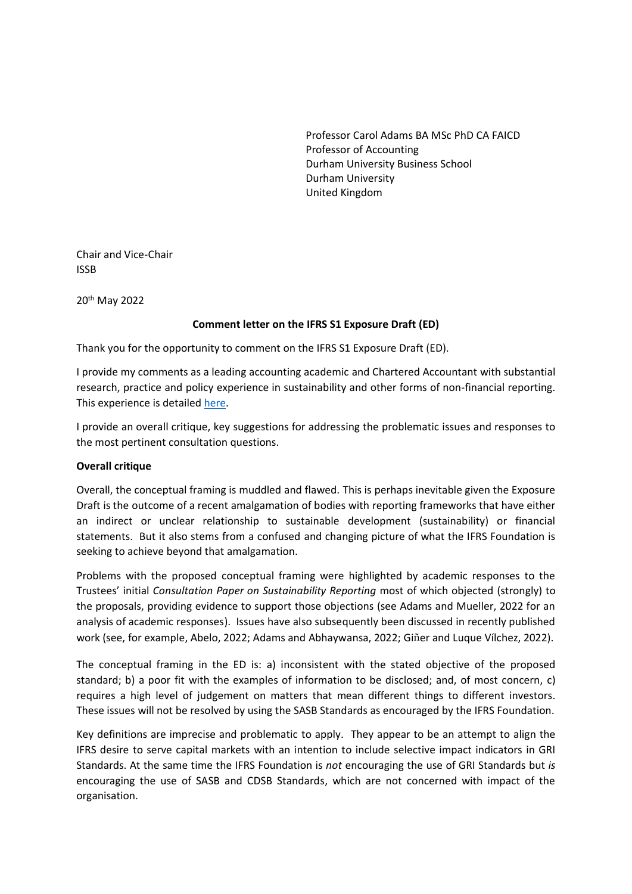Professor Carol Adams BA MSc PhD CA FAICD
Professor of Accounting
Durham University Business School
Durham University
United Kingdom

Chair and Vice-Chair
ISSB

20th May 2022

**Comment letter on the IFRS S1 Exposure Draft (ED)**

Thank you for the opportunity to comment on the IFRS S1 Exposure Draft (ED).

I provide my comments as a leading accounting academic and Chartered Accountant with substantial research, practice and policy experience in sustainability and other forms of non-financial reporting. This experience is detailed here.

I provide an overall critique, key suggestions for addressing the problematic issues and responses to the most pertinent consultation questions.

**Overall critique**

Overall, the conceptual framing is muddled and flawed. This is perhaps inevitable given the Exposure Draft is the outcome of a recent amalgamation of bodies with reporting frameworks that have either an indirect or unclear relationship to sustainable development (sustainability) or financial statements. But it also stems from a confused and changing picture of what the IFRS Foundation is seeking to achieve beyond that amalgamation.

Problems with the proposed conceptual framing were highlighted by academic responses to the Trustees' initial *Consultation Paper on Sustainability Reporting* most of which objected (strongly) to the proposals, providing evidence to support those objections (see Adams and Mueller, 2022 for an analysis of academic responses). Issues have also subsequently been discussed in recently published work (see, for example, Abelo, 2022; Adams and Abhaywansa, 2022; Giñer and Luque Vílchez, 2022).

The conceptual framing in the ED is: a) inconsistent with the stated objective of the proposed standard; b) a poor fit with the examples of information to be disclosed; and, of most concern, c) requires a high level of judgement on matters that mean different things to different investors. These issues will not be resolved by using the SASB Standards as encouraged by the IFRS Foundation.

Key definitions are imprecise and problematic to apply. They appear to be an attempt to align the IFRS desire to serve capital markets with an intention to include selective impact indicators in GRI Standards. At the same time the IFRS Foundation is *not* encouraging the use of GRI Standards but *is* encouraging the use of SASB and CDSB Standards, which are not concerned with impact of the organisation.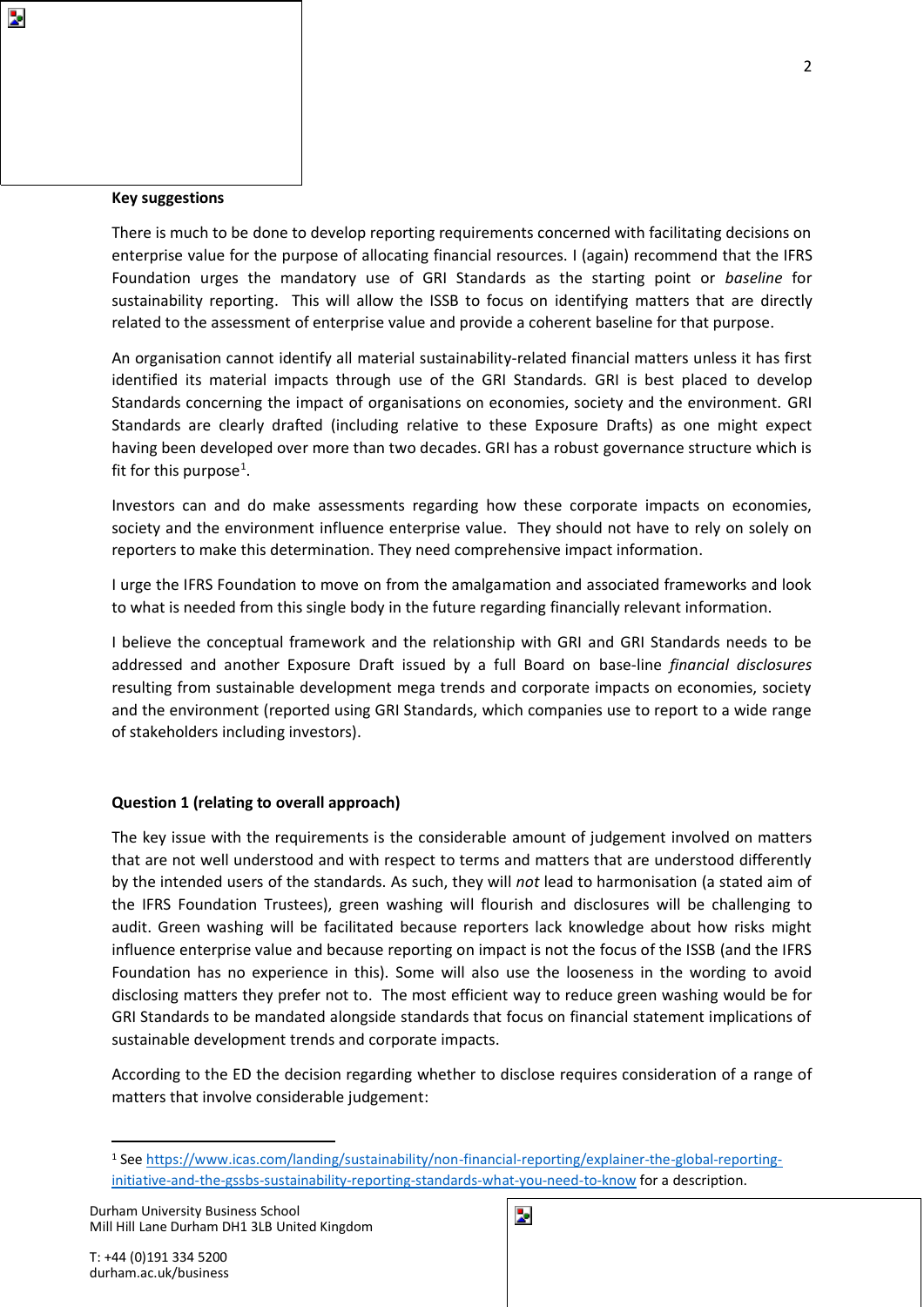**Key suggestions**

There is much to be done to develop reporting requirements concerned with facilitating decisions on enterprise value for the purpose of allocating financial resources. I (again) recommend that the IFRS Foundation urges the mandatory use of GRI Standards as the starting point or *baseline* for sustainability reporting. This will allow the ISSB to focus on identifying matters that are directly related to the assessment of enterprise value and provide a coherent baseline for that purpose.

An organisation cannot identify all material sustainability-related financial matters unless it has first identified its material impacts through use of the GRI Standards. GRI is best placed to develop Standards concerning the impact of organisations on economies, society and the environment. GRI Standards are clearly drafted (including relative to these Exposure Drafts) as one might expect having been developed over more than two decades. GRI has a robust governance structure which is fit for this purpose[1].

Investors can and do make assessments regarding how these corporate impacts on economies, society and the environment influence enterprise value. They should not have to rely on solely on reporters to make this determination. They need comprehensive impact information.

I urge the IFRS Foundation to move on from the amalgamation and associated frameworks and look to what is needed from this single body in the future regarding financially relevant information.

I believe the conceptual framework and the relationship with GRI and GRI Standards needs to be addressed and another Exposure Draft issued by a full Board on base-line *financial disclosures* resulting from sustainable development mega trends and corporate impacts on economies, society and the environment (reported using GRI Standards, which companies use to report to a wide range of stakeholders including investors).

**Question 1 (relating to overall approach)**

The key issue with the requirements is the considerable amount of judgement involved on matters that are not well understood and with respect to terms and matters that are understood differently by the intended users of the standards. As such, they will *not* lead to harmonisation (a stated aim of the IFRS Foundation Trustees), green washing will flourish and disclosures will be challenging to audit. Green washing will be facilitated because reporters lack knowledge about how risks might influence enterprise value and because reporting on impact is not the focus of the ISSB (and the IFRS Foundation has no experience in this). Some will also use the looseness in the wording to avoid disclosing matters they prefer not to. The most efficient way to reduce green washing would be for GRI Standards to be mandated alongside standards that focus on financial statement implications of sustainable development trends and corporate impacts.

According to the ED the decision regarding whether to disclose requires consideration of a range of matters that involve considerable judgement:

[1] See https://www.icas.com/landing/sustainability/non-financial-reporting/explainer-the-global-reporting-initiative-and-the-gssbs-sustainability-reporting-standards-what-you-need-to-know for a description.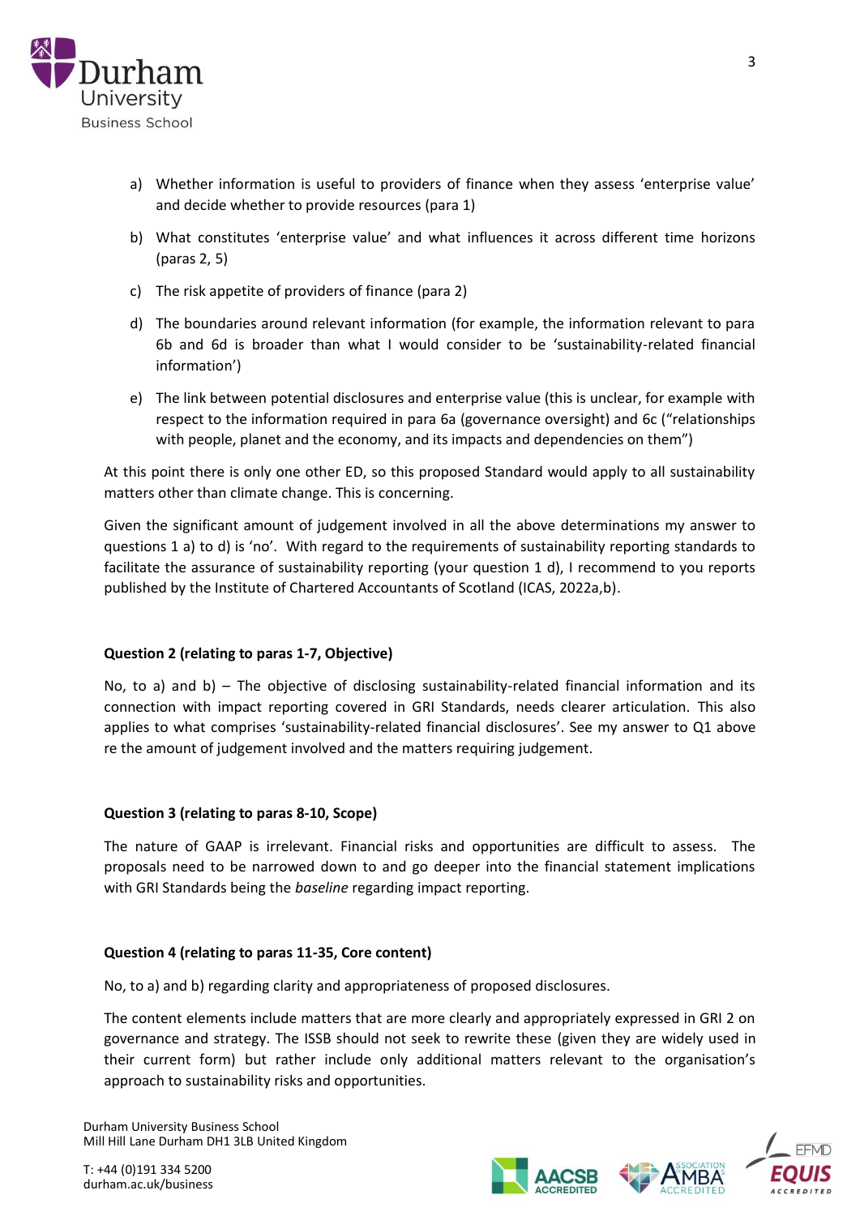a) Whether information is useful to providers of finance when they assess 'enterprise value' and decide whether to provide resources (para 1)

b) What constitutes 'enterprise value' and what influences it across different time horizons (paras 2, 5)

c) The risk appetite of providers of finance (para 2)

d) The boundaries around relevant information (for example, the information relevant to para 6b and 6d is broader than what I would consider to be 'sustainability-related financial information')

e) The link between potential disclosures and enterprise value (this is unclear, for example with respect to the information required in para 6a (governance oversight) and 6c ("relationships with people, planet and the economy, and its impacts and dependencies on them")

At this point there is only one other ED, so this proposed Standard would apply to all sustainability matters other than climate change. This is concerning.

Given the significant amount of judgement involved in all the above determinations my answer to questions 1 a) to d) is 'no'. With regard to the requirements of sustainability reporting standards to facilitate the assurance of sustainability reporting (your question 1 d), I recommend to you reports published by the Institute of Chartered Accountants of Scotland (ICAS, 2022a,b).

**Question 2 (relating to paras 1-7, Objective)**

No, to a) and b) – The objective of disclosing sustainability-related financial information and its connection with impact reporting covered in GRI Standards, needs clearer articulation. This also applies to what comprises 'sustainability-related financial disclosures'. See my answer to Q1 above re the amount of judgement involved and the matters requiring judgement.

**Question 3 (relating to paras 8-10, Scope)**

The nature of GAAP is irrelevant. Financial risks and opportunities are difficult to assess. The proposals need to be narrowed down to and go deeper into the financial statement implications with GRI Standards being the *baseline* regarding impact reporting.

**Question 4 (relating to paras 11-35, Core content)**

No, to a) and b) regarding clarity and appropriateness of proposed disclosures.

The content elements include matters that are more clearly and appropriately expressed in GRI 2 on governance and strategy. The ISSB should not seek to rewrite these (given they are widely used in their current form) but rather include only additional matters relevant to the organisation's approach to sustainability risks and opportunities.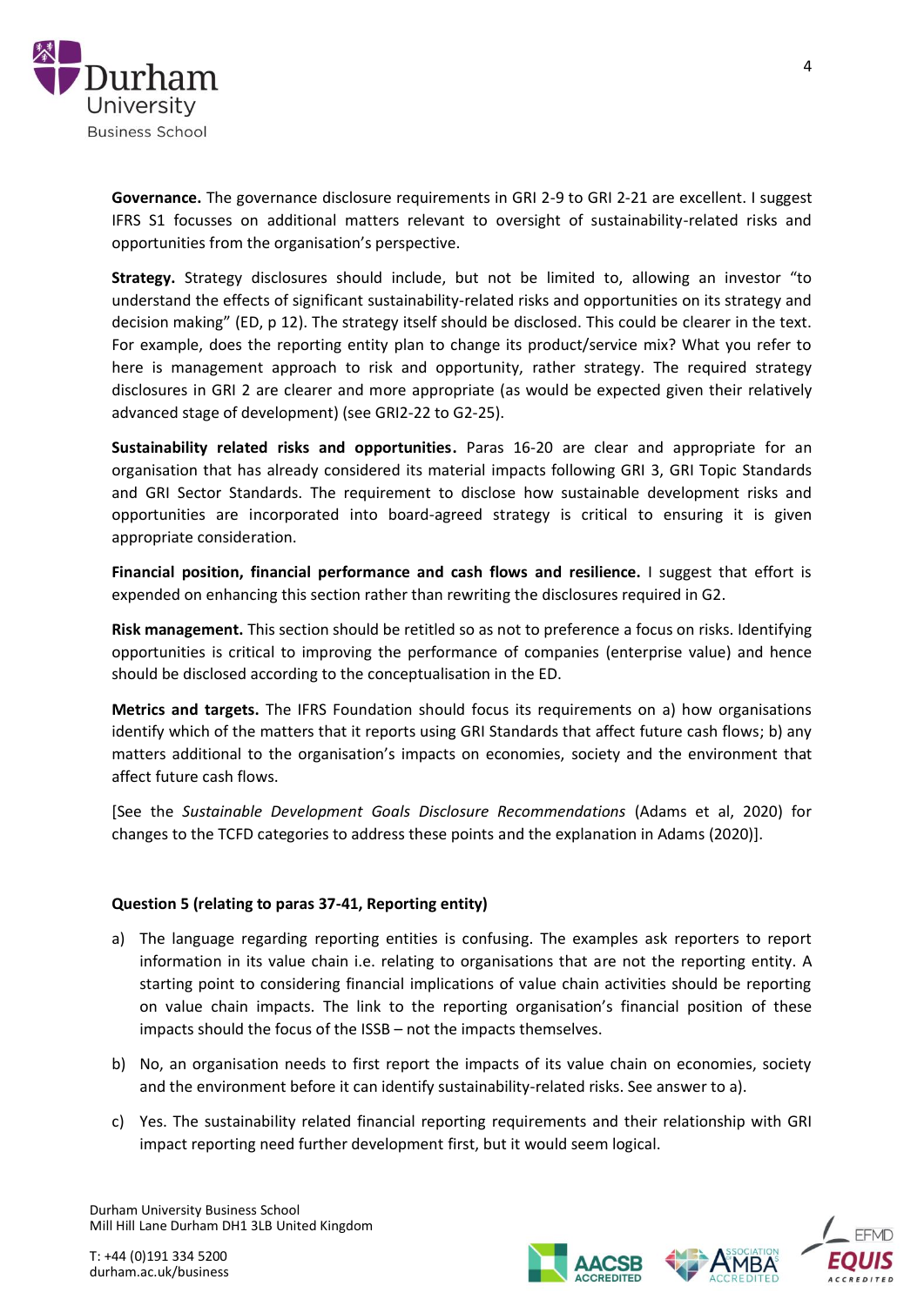**Governance.** The governance disclosure requirements in GRI 2-9 to GRI 2-21 are excellent. I suggest IFRS S1 focusses on additional matters relevant to oversight of sustainability-related risks and opportunities from the organisation's perspective.

**Strategy.** Strategy disclosures should include, but not be limited to, allowing an investor "to understand the effects of significant sustainability-related risks and opportunities on its strategy and decision making" (ED, p 12). The strategy itself should be disclosed. This could be clearer in the text. For example, does the reporting entity plan to change its product/service mix? What you refer to here is management approach to risk and opportunity, rather strategy. The required strategy disclosures in GRI 2 are clearer and more appropriate (as would be expected given their relatively advanced stage of development) (see GRI2-22 to G2-25).

**Sustainability related risks and opportunities.** Paras 16-20 are clear and appropriate for an organisation that has already considered its material impacts following GRI 3, GRI Topic Standards and GRI Sector Standards. The requirement to disclose how sustainable development risks and opportunities are incorporated into board-agreed strategy is critical to ensuring it is given appropriate consideration.

**Financial position, financial performance and cash flows and resilience.** I suggest that effort is expended on enhancing this section rather than rewriting the disclosures required in G2.

**Risk management.** This section should be retitled so as not to preference a focus on risks. Identifying opportunities is critical to improving the performance of companies (enterprise value) and hence should be disclosed according to the conceptualisation in the ED.

**Metrics and targets.** The IFRS Foundation should focus its requirements on a) how organisations identify which of the matters that it reports using GRI Standards that affect future cash flows; b) any matters additional to the organisation's impacts on economies, society and the environment that affect future cash flows.

[See the *Sustainable Development Goals Disclosure Recommendations* (Adams et al, 2020) for changes to the TCFD categories to address these points and the explanation in Adams (2020)].

**Question 5 (relating to paras 37-41, Reporting entity)**

a) The language regarding reporting entities is confusing. The examples ask reporters to report information in its value chain i.e. relating to organisations that are not the reporting entity. A starting point to considering financial implications of value chain activities should be reporting on value chain impacts. The link to the reporting organisation's financial position of these impacts should the focus of the ISSB – not the impacts themselves.

b) No, an organisation needs to first report the impacts of its value chain on economies, society and the environment before it can identify sustainability-related risks. See answer to a).

c) Yes. The sustainability related financial reporting requirements and their relationship with GRI impact reporting need further development first, but it would seem logical.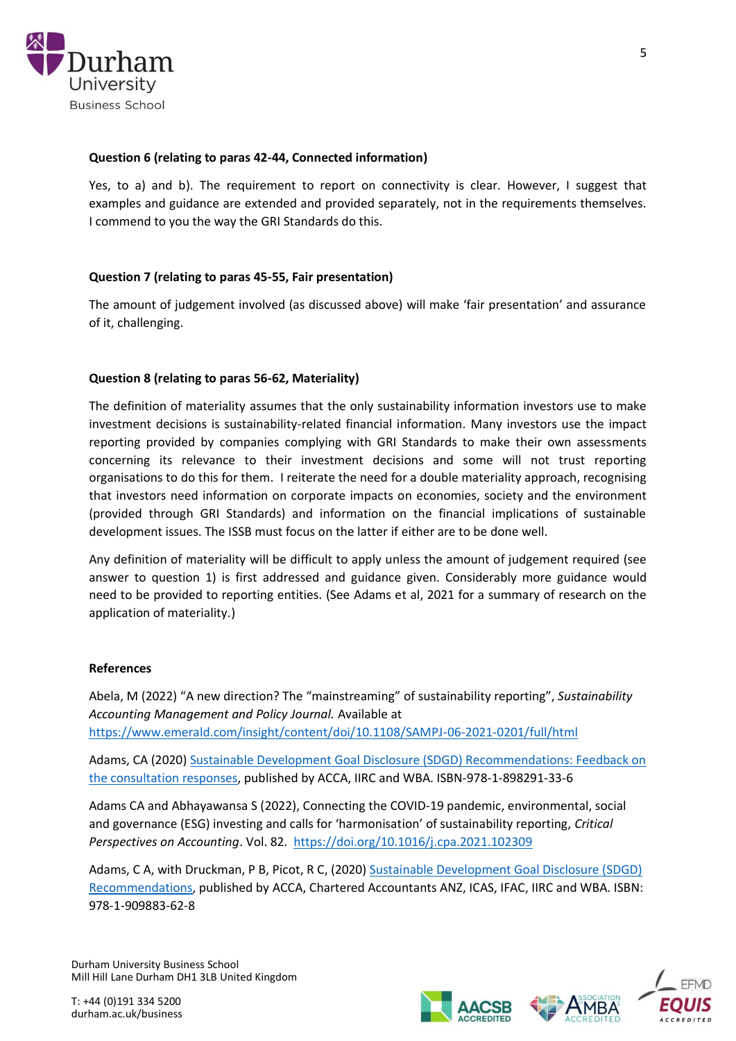**Question 6 (relating to paras 42-44, Connected information)**

Yes, to a) and b). The requirement to report on connectivity is clear. However, I suggest that examples and guidance are extended and provided separately, not in the requirements themselves. I commend to you the way the GRI Standards do this.

**Question 7 (relating to paras 45-55, Fair presentation)**

The amount of judgement involved (as discussed above) will make 'fair presentation' and assurance of it, challenging.

**Question 8 (relating to paras 56-62, Materiality)**

The definition of materiality assumes that the only sustainability information investors use to make investment decisions is sustainability-related financial information. Many investors use the impact reporting provided by companies complying with GRI Standards to make their own assessments concerning its relevance to their investment decisions and some will not trust reporting organisations to do this for them. I reiterate the need for a double materiality approach, recognising that investors need information on corporate impacts on economies, society and the environment (provided through GRI Standards) and information on the financial implications of sustainable development issues. The ISSB must focus on the latter if either are to be done well.

Any definition of materiality will be difficult to apply unless the amount of judgement required (see answer to question 1) is first addressed and guidance given. Considerably more guidance would need to be provided to reporting entities. (See Adams et al, 2021 for a summary of research on the application of materiality.)

**References**

Abela, M (2022) "A new direction? The "mainstreaming" of sustainability reporting", *Sustainability Accounting Management and Policy Journal.* Available at https://www.emerald.com/insight/content/doi/10.1108/SAMPJ-06-2021-0201/full/html

Adams, CA (2020) Sustainable Development Goal Disclosure (SDGD) Recommendations: Feedback on the consultation responses, published by ACCA, IIRC and WBA. ISBN-978-1-898291-33-6

Adams CA and Abhayawansa S (2022), Connecting the COVID-19 pandemic, environmental, social and governance (ESG) investing and calls for 'harmonisation' of sustainability reporting, *Critical Perspectives on Accounting*. Vol. 82. https://doi.org/10.1016/j.cpa.2021.102309

Adams, C A, with Druckman, P B, Picot, R C, (2020) Sustainable Development Goal Disclosure (SDGD) Recommendations, published by ACCA, Chartered Accountants ANZ, ICAS, IFAC, IIRC and WBA. ISBN: 978-1-909883-62-8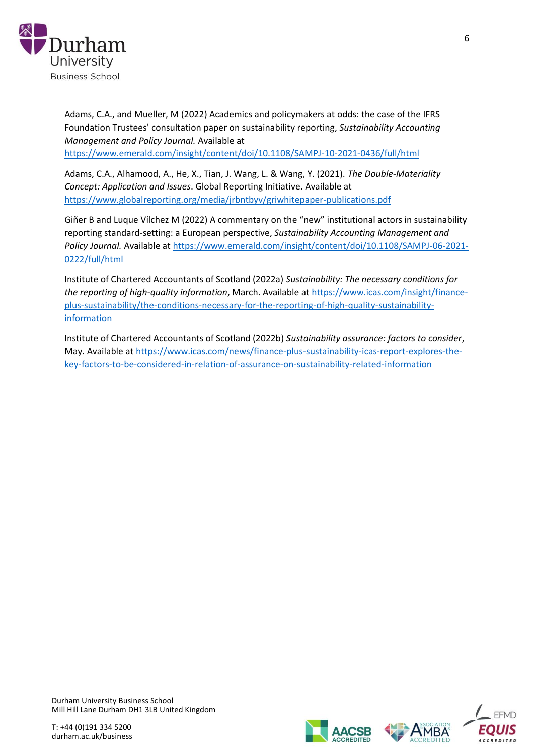Adams, C.A., and Mueller, M (2022) Academics and policymakers at odds: the case of the IFRS Foundation Trustees' consultation paper on sustainability reporting, *Sustainability Accounting Management and Policy Journal.* Available at https://www.emerald.com/insight/content/doi/10.1108/SAMPJ-10-2021-0436/full/html

Adams, C.A., Alhamood, A., He, X., Tian, J. Wang, L. & Wang, Y. (2021). *The Double-Materiality Concept: Application and Issues*. Global Reporting Initiative. Available at https://www.globalreporting.org/media/jrbntbyv/griwhitepaper-publications.pdf

Giñer B and Luque Vílchez M (2022) A commentary on the "new" institutional actors in sustainability reporting standard-setting: a European perspective, *Sustainability Accounting Management and Policy Journal.* Available at https://www.emerald.com/insight/content/doi/10.1108/SAMPJ-06-2021-0222/full/html

Institute of Chartered Accountants of Scotland (2022a) *Sustainability: The necessary conditions for the reporting of high-quality information*, March. Available at https://www.icas.com/insight/finance-plus-sustainability/the-conditions-necessary-for-the-reporting-of-high-quality-sustainability-information

Institute of Chartered Accountants of Scotland (2022b) *Sustainability assurance: factors to consider*, May. Available at https://www.icas.com/news/finance-plus-sustainability-icas-report-explores-the-key-factors-to-be-considered-in-relation-of-assurance-on-sustainability-related-information